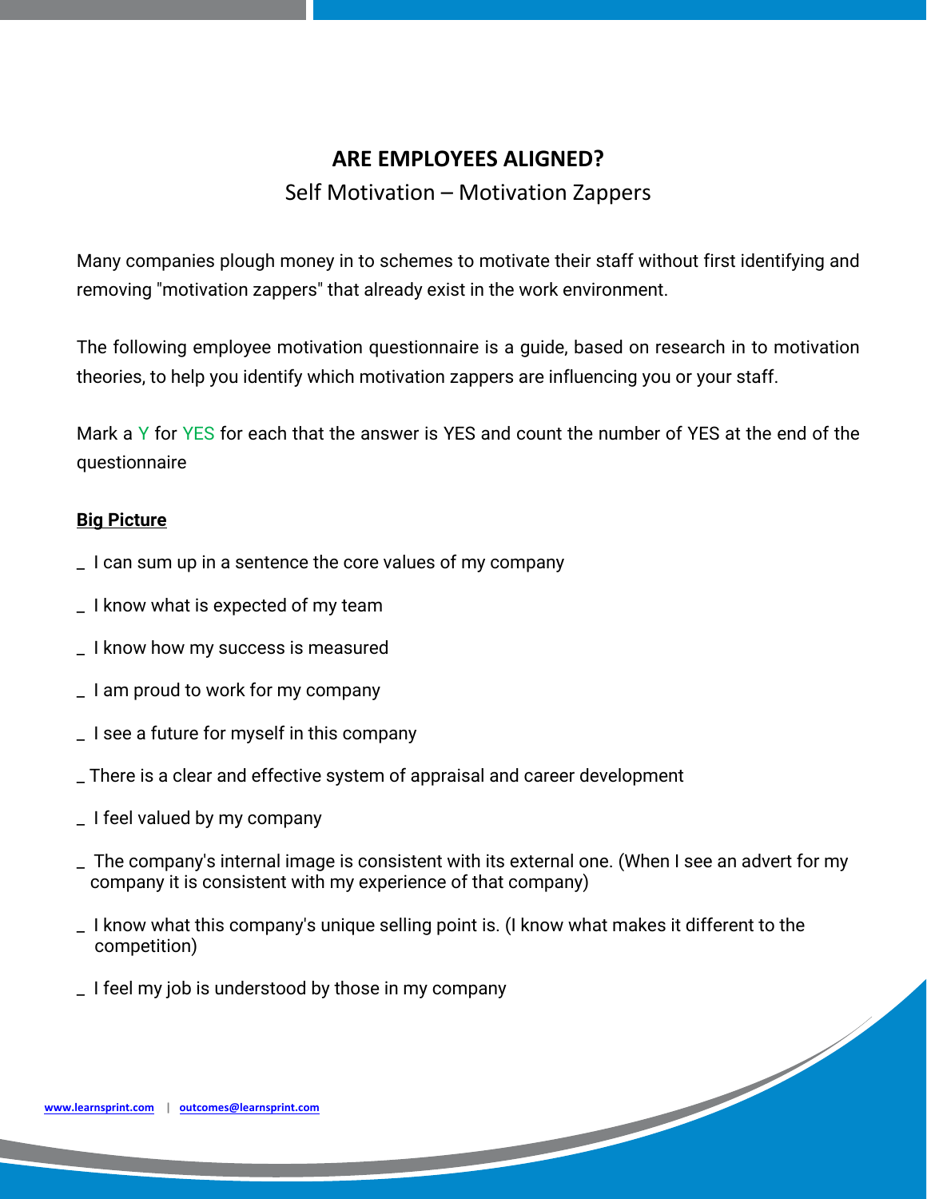# ARE EMPLOYEES ALIGNED?

## Self Motivation – Motivation Zappers

Many companies plough money in to schemes to motivate their staff without first identifying and removing "motivation zappers" that already exist in the work environment.

The following employee motivation questionnaire is a guide, based on research in to motivation theories, to help you identify which motivation zappers are influencing you or your staff.

Mark a Y for YES for each that the answer is YES and count the number of YES at the end of the questionnaire

**Big Picture**

_ I can sum up in a sentence the core values of my company

_ I know what is expected of my team

_ I know how my success is measured

_ I am proud to work for my company

_ I see a future for myself in this company

_ There is a clear and effective system of appraisal and career development

_ I feel valued by my company

_ The company's internal image is consistent with its external one. (When I see an advert for my company it is consistent with my experience of that company)

_ I know what this company's unique selling point is. (I know what makes it different to the competition)

_ I feel my job is understood by those in my company

www.learnsprint.com | outcomes@learnsprint.com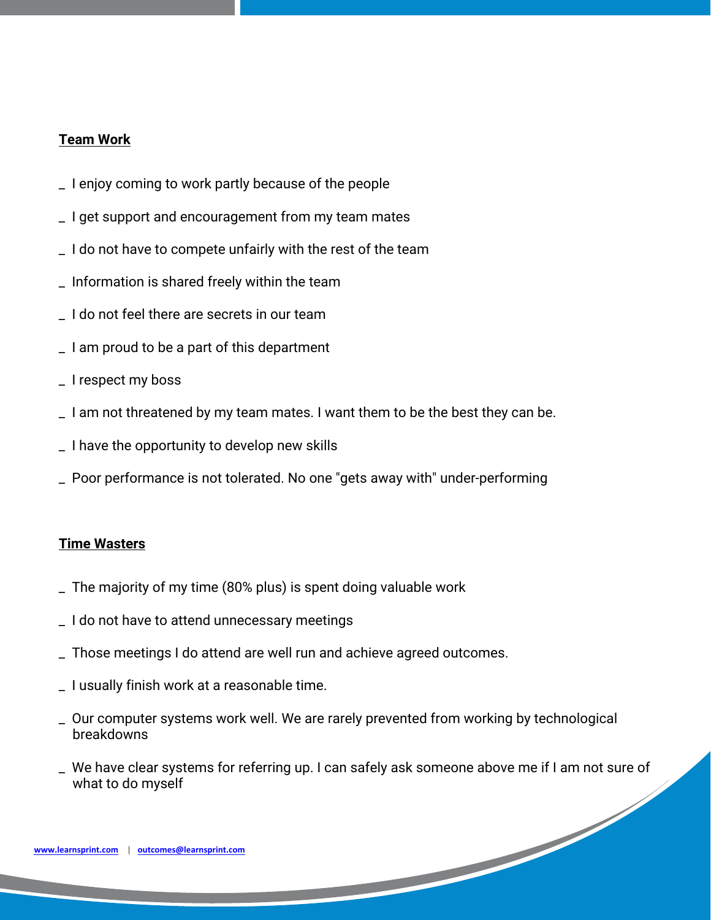**Team Work**

_ I enjoy coming to work partly because of the people

_ I get support and encouragement from my team mates

_ I do not have to compete unfairly with the rest of the team

_ Information is shared freely within the team

_ I do not feel there are secrets in our team

_ I am proud to be a part of this department

_ I respect my boss

_ I am not threatened by my team mates. I want them to be the best they can be.

_ I have the opportunity to develop new skills

_ Poor performance is not tolerated. No one "gets away with" under-performing

**Time Wasters**

_ The majority of my time (80% plus) is spent doing valuable work

_ I do not have to attend unnecessary meetings

_ Those meetings I do attend are well run and achieve agreed outcomes.

_ I usually finish work at a reasonable time.

_ Our computer systems work well. We are rarely prevented from working by technological breakdowns

_ We have clear systems for referring up. I can safely ask someone above me if I am not sure of what to do myself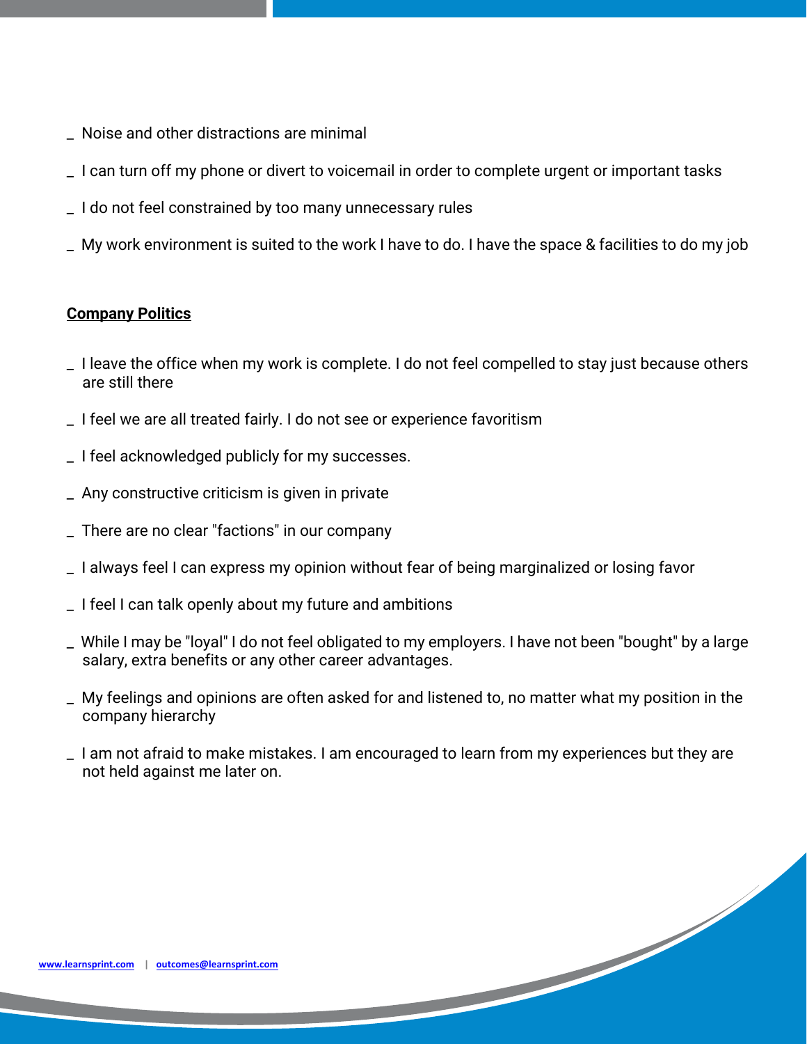_ Noise and other distractions are minimal

_ I can turn off my phone or divert to voicemail in order to complete urgent or important tasks

_ I do not feel constrained by too many unnecessary rules

_ My work environment is suited to the work I have to do. I have the space & facilities to do my job

**<u>Company Politics</u>**

_ I leave the office when my work is complete. I do not feel compelled to stay just because others are still there

_ I feel we are all treated fairly. I do not see or experience favoritism

_ I feel acknowledged publicly for my successes.

_ Any constructive criticism is given in private

_ There are no clear "factions" in our company

_ I always feel I can express my opinion without fear of being marginalized or losing favor

_ I feel I can talk openly about my future and ambitions

_ While I may be "loyal" I do not feel obligated to my employers. I have not been "bought" by a large salary, extra benefits or any other career advantages.

_ My feelings and opinions are often asked for and listened to, no matter what my position in the company hierarchy

_ I am not afraid to make mistakes. I am encouraged to learn from my experiences but they are not held against me later on.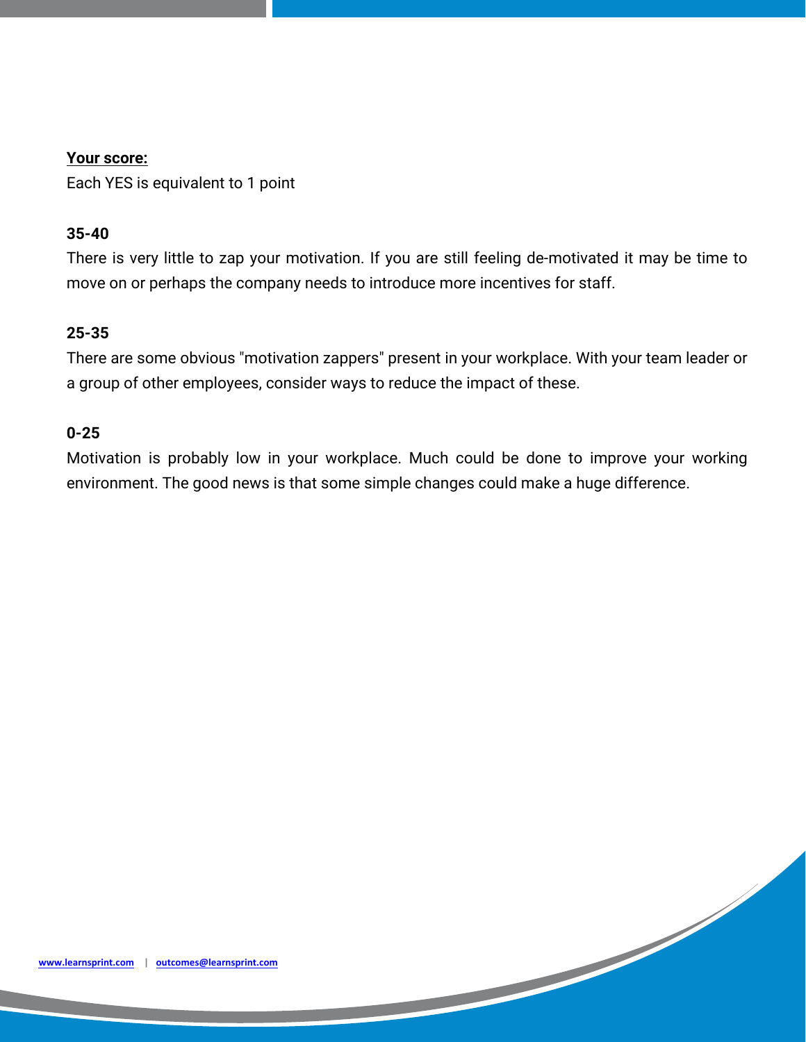**Your score:**

Each YES is equivalent to 1 point

**35-40**

There is very little to zap your motivation. If you are still feeling de-motivated it may be time to move on or perhaps the company needs to introduce more incentives for staff.

**25-35**

There are some obvious "motivation zappers" present in your workplace. With your team leader or a group of other employees, consider ways to reduce the impact of these.

**0-25**

Motivation is probably low in your workplace. Much could be done to improve your working environment. The good news is that some simple changes could make a huge difference.